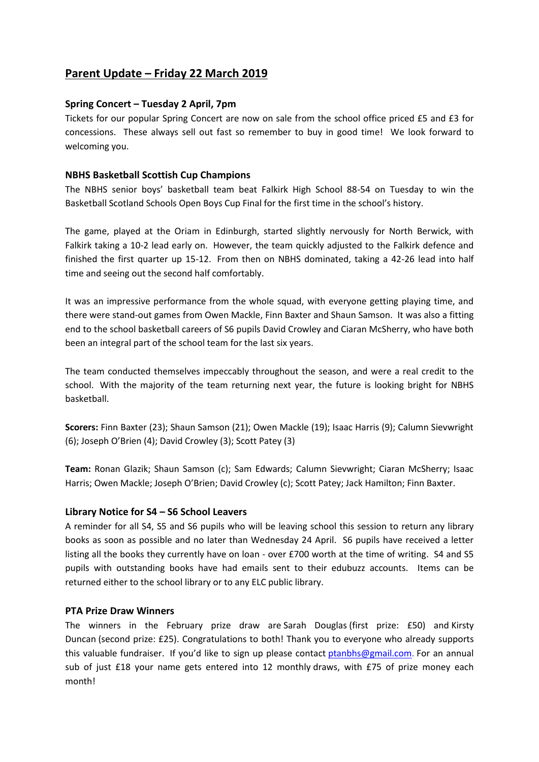# Parent Update – Friday 22 March 2019

### Spring Concert – Tuesday 2 April, 7pm

Tickets for our popular Spring Concert are now on sale from the school office priced £5 and £3 for concessions. These always sell out fast so remember to buy in good time! We look forward to welcoming you.

### NBHS Basketball Scottish Cup Champions

The NBHS senior boys' basketball team beat Falkirk High School 88-54 on Tuesday to win the Basketball Scotland Schools Open Boys Cup Final for the first time in the school's history.

The game, played at the Oriam in Edinburgh, started slightly nervously for North Berwick, with Falkirk taking a 10-2 lead early on. However, the team quickly adjusted to the Falkirk defence and finished the first quarter up 15-12. From then on NBHS dominated, taking a 42-26 lead into half time and seeing out the second half comfortably.

It was an impressive performance from the whole squad, with everyone getting playing time, and there were stand-out games from Owen Mackle, Finn Baxter and Shaun Samson. It was also a fitting end to the school basketball careers of S6 pupils David Crowley and Ciaran McSherry, who have both been an integral part of the school team for the last six years.

The team conducted themselves impeccably throughout the season, and were a real credit to the school. With the majority of the team returning next year, the future is looking bright for NBHS basketball.

**Scorers:** Finn Baxter (23); Shaun Samson (21); Owen Mackle (19); Isaac Harris (9); Calumn Sievwright (6); Joseph O'Brien (4); David Crowley (3); Scott Patey (3)

**Team:** Ronan Glazik; Shaun Samson (c); Sam Edwards; Calumn Sievwright; Ciaran McSherry; Isaac Harris; Owen Mackle; Joseph O'Brien; David Crowley (c); Scott Patey; Jack Hamilton; Finn Baxter.

### Library Notice for S4 – S6 School Leavers

A reminder for all S4, S5 and S6 pupils who will be leaving school this session to return any library books as soon as possible and no later than Wednesday 24 April. S6 pupils have received a letter listing all the books they currently have on loan - over £700 worth at the time of writing. S4 and S5 pupils with outstanding books have had emails sent to their edubuzz accounts. Items can be returned either to the school library or to any ELC public library.

### PTA Prize Draw Winners

The winners in the February prize draw are Sarah Douglas (first prize: £50) and Kirsty Duncan (second prize: £25). Congratulations to both! Thank you to everyone who already supports this valuable fundraiser. If you'd like to sign up please contact ptanbhs@gmail.com. For an annual sub of just £18 your name gets entered into 12 monthly draws, with £75 of prize money each month!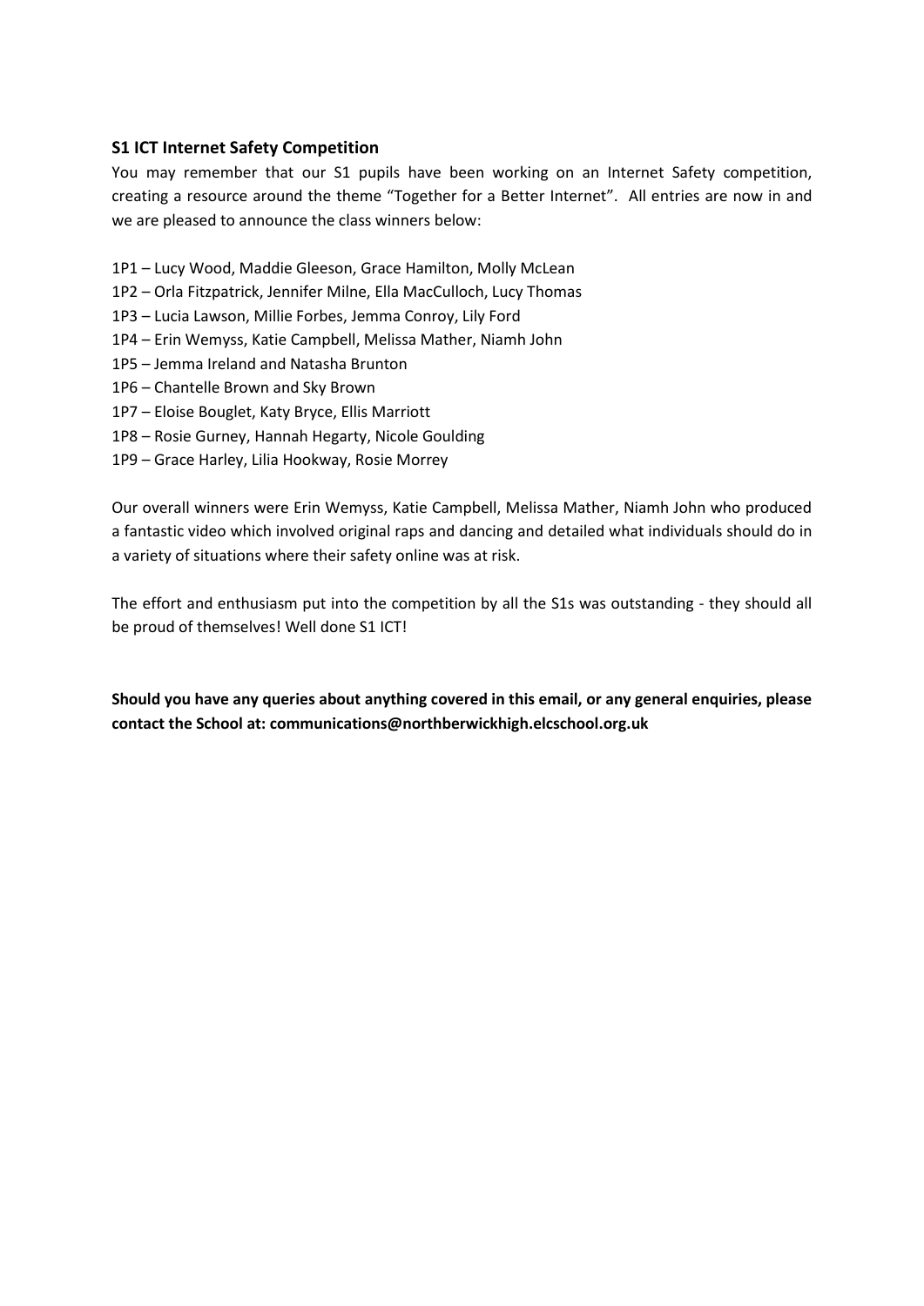**S1 ICT Internet Safety Competition**

You may remember that our S1 pupils have been working on an Internet Safety competition, creating a resource around the theme "Together for a Better Internet". All entries are now in and we are pleased to announce the class winners below:

1P1 – Lucy Wood, Maddie Gleeson, Grace Hamilton, Molly McLean
1P2 – Orla Fitzpatrick, Jennifer Milne, Ella MacCulloch, Lucy Thomas
1P3 – Lucia Lawson, Millie Forbes, Jemma Conroy, Lily Ford
1P4 – Erin Wemyss, Katie Campbell, Melissa Mather, Niamh John
1P5 – Jemma Ireland and Natasha Brunton
1P6 – Chantelle Brown and Sky Brown
1P7 – Eloise Bouglet, Katy Bryce, Ellis Marriott
1P8 – Rosie Gurney, Hannah Hegarty, Nicole Goulding
1P9 – Grace Harley, Lilia Hookway, Rosie Morrey

Our overall winners were Erin Wemyss, Katie Campbell, Melissa Mather, Niamh John who produced a fantastic video which involved original raps and dancing and detailed what individuals should do in a variety of situations where their safety online was at risk.

The effort and enthusiasm put into the competition by all the S1s was outstanding - they should all be proud of themselves! Well done S1 ICT!

**Should you have any queries about anything covered in this email, or any general enquiries, please contact the School at: communications@northberwickhigh.elcschool.org.uk**